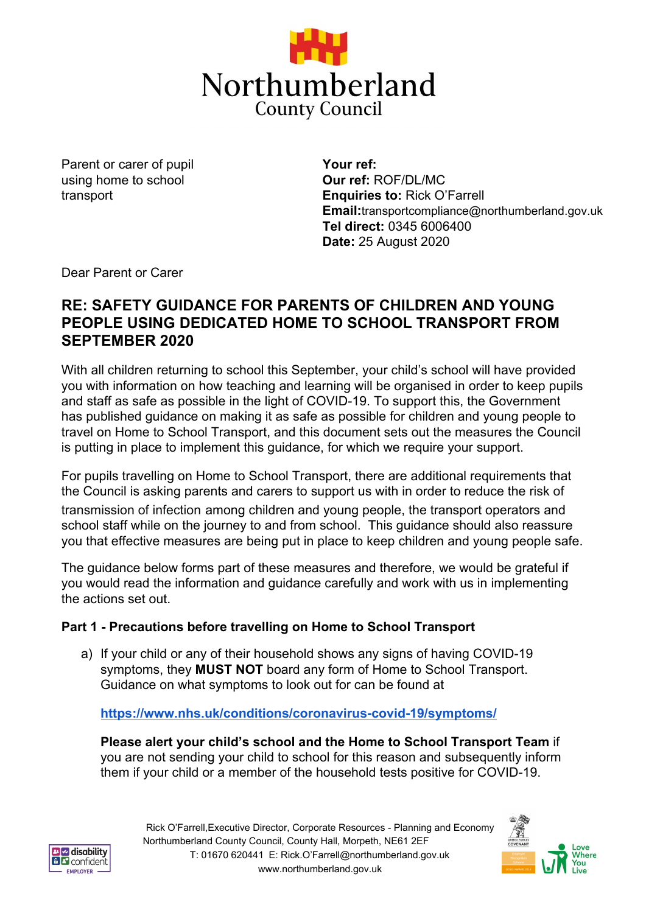Northumberland
County Council

Parent or carer of pupil using home to school transport

**Your ref:**
**Our ref:** ROF/DL/MC
**Enquiries to:** Rick O'Farrell
**Email:** transportcompliance@northumberland.gov.uk
**Tel direct:** 0345 6006400
**Date:** 25 August 2020

Dear Parent or Carer

## RE: SAFETY GUIDANCE FOR PARENTS OF CHILDREN AND YOUNG PEOPLE USING DEDICATED HOME TO SCHOOL TRANSPORT FROM SEPTEMBER 2020

With all children returning to school this September, your child's school will have provided you with information on how teaching and learning will be organised in order to keep pupils and staff as safe as possible in the light of COVID-19. To support this, the Government has published guidance on making it as safe as possible for children and young people to travel on Home to School Transport, and this document sets out the measures the Council is putting in place to implement this guidance, for which we require your support.

For pupils travelling on Home to School Transport, there are additional requirements that the Council is asking parents and carers to support us with in order to reduce the risk of transmission of infection among children and young people, the transport operators and school staff while on the journey to and from school. This guidance should also reassure you that effective measures are being put in place to keep children and young people safe.

The guidance below forms part of these measures and therefore, we would be grateful if you would read the information and guidance carefully and work with us in implementing the actions set out.

### Part 1 - Precautions before travelling on Home to School Transport

a) If your child or any of their household shows any signs of having COVID-19 symptoms, they **MUST NOT** board any form of Home to School Transport. Guidance on what symptoms to look out for can be found at

   https://www.nhs.uk/conditions/coronavirus-covid-19/symptoms/

   **Please alert your child's school and the Home to School Transport Team** if you are not sending your child to school for this reason and subsequently inform them if your child or a member of the household tests positive for COVID-19.

Rick O'Farrell, Executive Director, Corporate Resources - Planning and Economy
Northumberland County Council, County Hall, Morpeth, NE61 2EF
T: 01670 620441 E: Rick.O'Farrell@northumberland.gov.uk
www.northumberland.gov.uk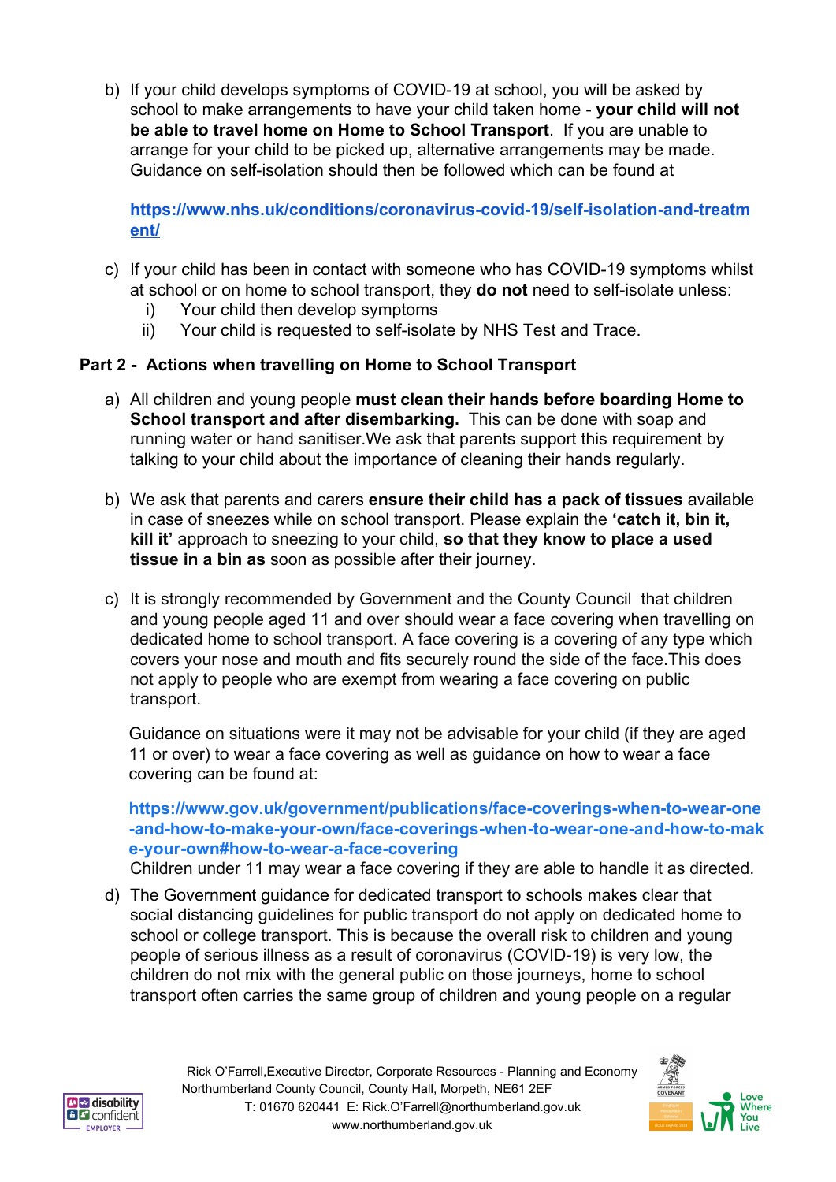b) If your child develops symptoms of COVID-19 at school, you will be asked by school to make arrangements to have your child taken home - **your child will not be able to travel home on Home to School Transport**. If you are unable to arrange for your child to be picked up, alternative arrangements may be made. Guidance on self-isolation should then be followed which can be found at

   **https://www.nhs.uk/conditions/coronavirus-covid-19/self-isolation-and-treatment/**

c) If your child has been in contact with someone who has COVID-19 symptoms whilst at school or on home to school transport, they **do not** need to self-isolate unless:
   i) Your child then develop symptoms
   ii) Your child is requested to self-isolate by NHS Test and Trace.

### Part 2 - Actions when travelling on Home to School Transport

a) All children and young people **must clean their hands before boarding Home to School transport and after disembarking.** This can be done with soap and running water or hand sanitiser.We ask that parents support this requirement by talking to your child about the importance of cleaning their hands regularly.

b) We ask that parents and carers **ensure their child has a pack of tissues** available in case of sneezes while on school transport. Please explain the **'catch it, bin it, kill it'** approach to sneezing to your child, **so that they know to place a used tissue in a bin as** soon as possible after their journey.

c) It is strongly recommended by Government and the County Council that children and young people aged 11 and over should wear a face covering when travelling on dedicated home to school transport. A face covering is a covering of any type which covers your nose and mouth and fits securely round the side of the face.This does not apply to people who are exempt from wearing a face covering on public transport.

   Guidance on situations were it may not be advisable for your child (if they are aged 11 or over) to wear a face covering as well as guidance on how to wear a face covering can be found at:

   **https://www.gov.uk/government/publications/face-coverings-when-to-wear-one-and-how-to-make-your-own/face-coverings-when-to-wear-one-and-how-to-make-your-own#how-to-wear-a-face-covering**
   Children under 11 may wear a face covering if they are able to handle it as directed.

d) The Government guidance for dedicated transport to schools makes clear that social distancing guidelines for public transport do not apply on dedicated home to school or college transport. This is because the overall risk to children and young people of serious illness as a result of coronavirus (COVID-19) is very low, the children do not mix with the general public on those journeys, home to school transport often carries the same group of children and young people on a regular

Rick O'Farrell,Executive Director, Corporate Resources - Planning and Economy
Northumberland County Council, County Hall, Morpeth, NE61 2EF
T: 01670 620441 E: Rick.O'Farrell@northumberland.gov.uk
www.northumberland.gov.uk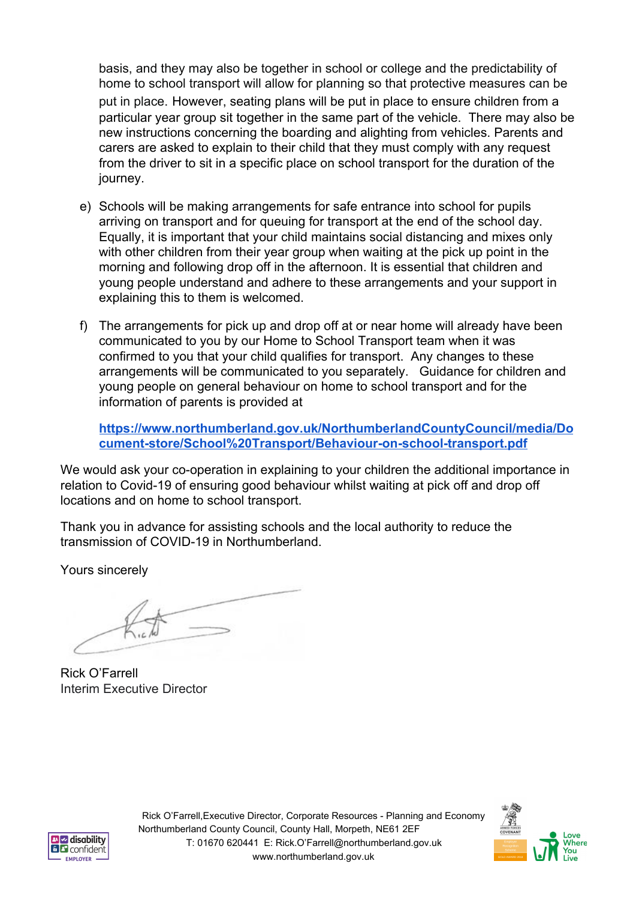basis, and they may also be together in school or college and the predictability of home to school transport will allow for planning so that protective measures can be put in place. However, seating plans will be put in place to ensure children from a particular year group sit together in the same part of the vehicle. There may also be new instructions concerning the boarding and alighting from vehicles. Parents and carers are asked to explain to their child that they must comply with any request from the driver to sit in a specific place on school transport for the duration of the journey.

e) Schools will be making arrangements for safe entrance into school for pupils arriving on transport and for queuing for transport at the end of the school day. Equally, it is important that your child maintains social distancing and mixes only with other children from their year group when waiting at the pick up point in the morning and following drop off in the afternoon. It is essential that children and young people understand and adhere to these arrangements and your support in explaining this to them is welcomed.

f) The arrangements for pick up and drop off at or near home will already have been communicated to you by our Home to School Transport team when it was confirmed to you that your child qualifies for transport. Any changes to these arrangements will be communicated to you separately. Guidance for children and young people on general behaviour on home to school transport and for the information of parents is provided at

   **https://www.northumberland.gov.uk/NorthumberlandCountyCouncil/media/Document-store/School%20Transport/Behaviour-on-school-transport.pdf**

We would ask your co-operation in explaining to your children the additional importance in relation to Covid-19 of ensuring good behaviour whilst waiting at pick off and drop off locations and on home to school transport.

Thank you in advance for assisting schools and the local authority to reduce the transmission of COVID-19 in Northumberland.

Yours sincerely

Rick O'Farrell
Interim Executive Director

Rick O'Farrell,Executive Director, Corporate Resources - Planning and Economy
Northumberland County Council, County Hall, Morpeth, NE61 2EF
T: 01670 620441 E: Rick.O'Farrell@northumberland.gov.uk
www.northumberland.gov.uk